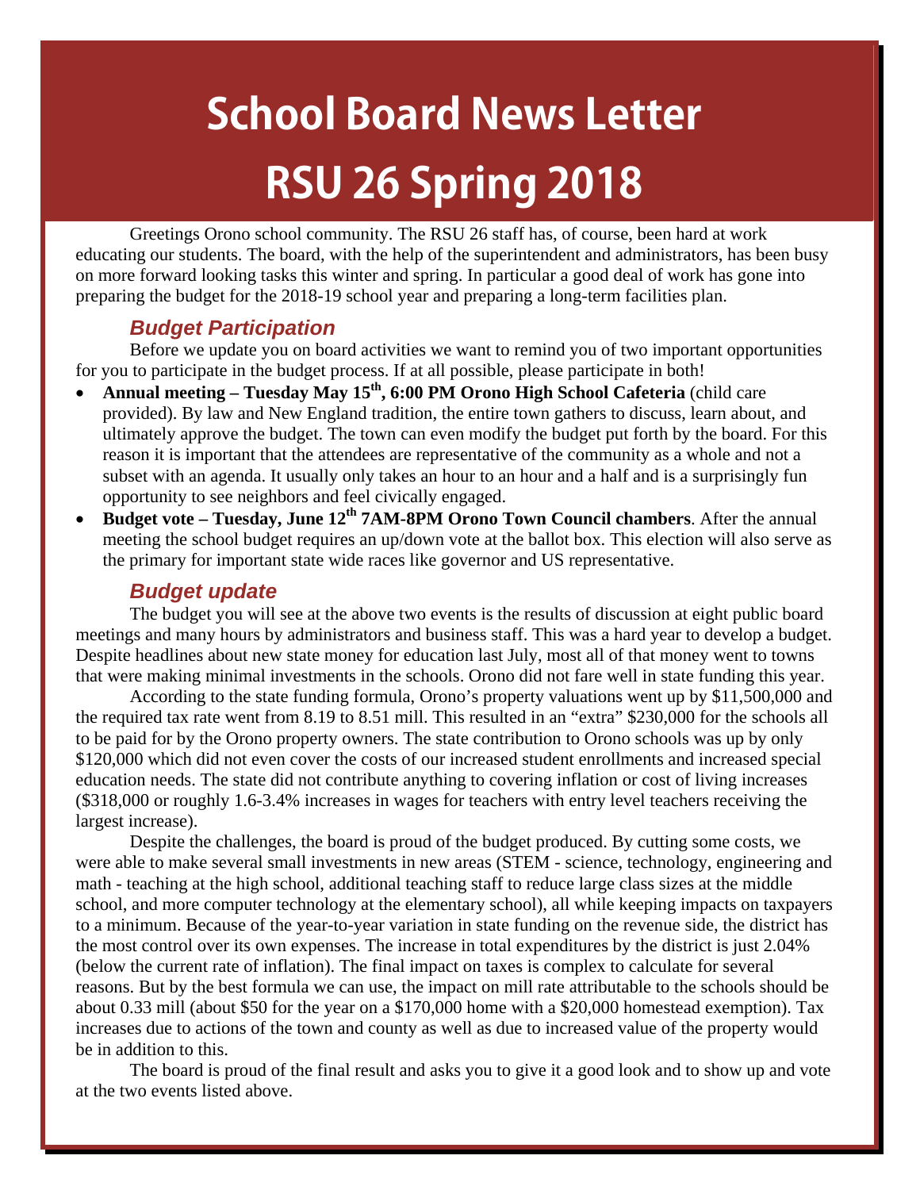# School Board News Letter RSU 26 Spring 2018

Greetings Orono school community. The RSU 26 staff has, of course, been hard at work educating our students. The board, with the help of the superintendent and administrators, has been busy on more forward looking tasks this winter and spring. In particular a good deal of work has gone into preparing the budget for the 2018-19 school year and preparing a long-term facilities plan.

### *Budget Participation*

Before we update you on board activities we want to remind you of two important opportunities for you to participate in the budget process. If at all possible, please participate in both!

- **Annual meeting – Tuesday May 15th, 6:00 PM Orono High School Cafeteria** (child care provided). By law and New England tradition, the entire town gathers to discuss, learn about, and ultimately approve the budget. The town can even modify the budget put forth by the board. For this reason it is important that the attendees are representative of the community as a whole and not a subset with an agenda. It usually only takes an hour to an hour and a half and is a surprisingly fun opportunity to see neighbors and feel civically engaged.
- **Budget vote – Tuesday, June 12th 7AM-8PM Orono Town Council chambers**. After the annual meeting the school budget requires an up/down vote at the ballot box. This election will also serve as the primary for important state wide races like governor and US representative.

### *Budget update*

The budget you will see at the above two events is the results of discussion at eight public board meetings and many hours by administrators and business staff. This was a hard year to develop a budget. Despite headlines about new state money for education last July, most all of that money went to towns that were making minimal investments in the schools. Orono did not fare well in state funding this year.

According to the state funding formula, Orono's property valuations went up by $11,500,000 and the required tax rate went from 8.19 to 8.51 mill. This resulted in an "extra" $230,000 for the schools all to be paid for by the Orono property owners. The state contribution to Orono schools was up by only $120,000 which did not even cover the costs of our increased student enrollments and increased special education needs. The state did not contribute anything to covering inflation or cost of living increases ($318,000 or roughly 1.6-3.4% increases in wages for teachers with entry level teachers receiving the largest increase).

Despite the challenges, the board is proud of the budget produced. By cutting some costs, we were able to make several small investments in new areas (STEM - science, technology, engineering and math - teaching at the high school, additional teaching staff to reduce large class sizes at the middle school, and more computer technology at the elementary school), all while keeping impacts on taxpayers to a minimum. Because of the year-to-year variation in state funding on the revenue side, the district has the most control over its own expenses. The increase in total expenditures by the district is just 2.04% (below the current rate of inflation). The final impact on taxes is complex to calculate for several reasons. But by the best formula we can use, the impact on mill rate attributable to the schools should be about 0.33 mill (about $50 for the year on a $170,000 home with a $20,000 homestead exemption). Tax increases due to actions of the town and county as well as due to increased value of the property would be in addition to this.

The board is proud of the final result and asks you to give it a good look and to show up and vote at the two events listed above.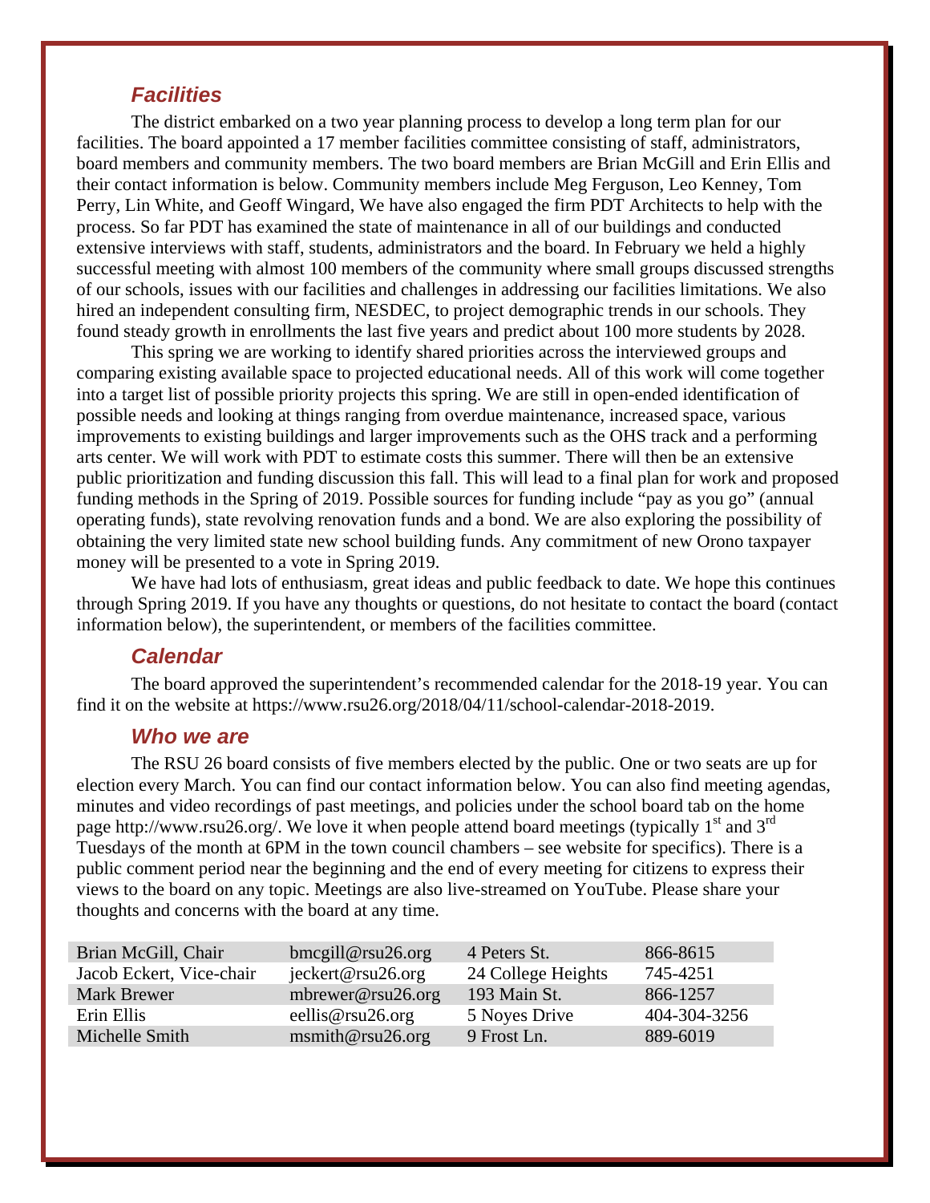## *Facilities*

The district embarked on a two year planning process to develop a long term plan for our facilities. The board appointed a 17 member facilities committee consisting of staff, administrators, board members and community members. The two board members are Brian McGill and Erin Ellis and their contact information is below. Community members include Meg Ferguson, Leo Kenney, Tom Perry, Lin White, and Geoff Wingard, We have also engaged the firm PDT Architects to help with the process. So far PDT has examined the state of maintenance in all of our buildings and conducted extensive interviews with staff, students, administrators and the board. In February we held a highly successful meeting with almost 100 members of the community where small groups discussed strengths of our schools, issues with our facilities and challenges in addressing our facilities limitations. We also hired an independent consulting firm, NESDEC, to project demographic trends in our schools. They found steady growth in enrollments the last five years and predict about 100 more students by 2028.

This spring we are working to identify shared priorities across the interviewed groups and comparing existing available space to projected educational needs. All of this work will come together into a target list of possible priority projects this spring. We are still in open-ended identification of possible needs and looking at things ranging from overdue maintenance, increased space, various improvements to existing buildings and larger improvements such as the OHS track and a performing arts center. We will work with PDT to estimate costs this summer. There will then be an extensive public prioritization and funding discussion this fall. This will lead to a final plan for work and proposed funding methods in the Spring of 2019. Possible sources for funding include "pay as you go" (annual operating funds), state revolving renovation funds and a bond. We are also exploring the possibility of obtaining the very limited state new school building funds. Any commitment of new Orono taxpayer money will be presented to a vote in Spring 2019.

We have had lots of enthusiasm, great ideas and public feedback to date. We hope this continues through Spring 2019. If you have any thoughts or questions, do not hesitate to contact the board (contact information below), the superintendent, or members of the facilities committee.

## *Calendar*

The board approved the superintendent's recommended calendar for the 2018-19 year. You can find it on the website at https://www.rsu26.org/2018/04/11/school-calendar-2018-2019.

## *Who we are*

The RSU 26 board consists of five members elected by the public. One or two seats are up for election every March. You can find our contact information below. You can also find meeting agendas, minutes and video recordings of past meetings, and policies under the school board tab on the home page http://www.rsu26.org/. We love it when people attend board meetings (typically 1st and 3rd Tuesdays of the month at 6PM in the town council chambers – see website for specifics). There is a public comment period near the beginning and the end of every meeting for citizens to express their views to the board on any topic. Meetings are also live-streamed on YouTube. Please share your thoughts and concerns with the board at any time.

| | | | |
|---|---|---|---|
| Brian McGill, Chair | bmcgill@rsu26.org | 4 Peters St. | 866-8615 |
| Jacob Eckert, Vice-chair | jeckert@rsu26.org | 24 College Heights | 745-4251 |
| Mark Brewer | mbrewer@rsu26.org | 193 Main St. | 866-1257 |
| Erin Ellis | eellis@rsu26.org | 5 Noyes Drive | 404-304-3256 |
| Michelle Smith | msmith@rsu26.org | 9 Frost Ln. | 889-6019 |